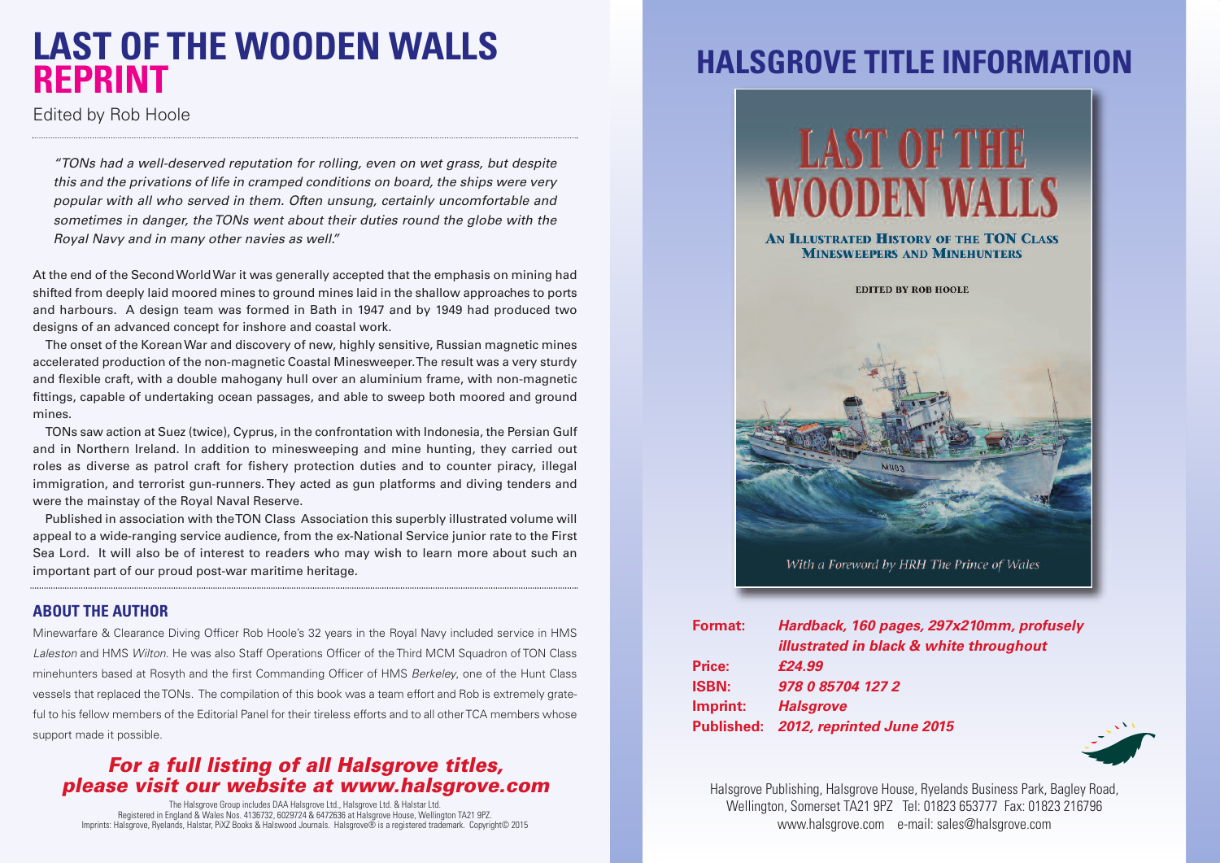# LAST OF THE WOODEN WALLS REPRINT

Edited by Rob Hoole

> *"TONs had a well-deserved reputation for rolling, even on wet grass, but despite this and the privations of life in cramped conditions on board, the ships were very popular with all who served in them. Often unsung, certainly uncomfortable and sometimes in danger, the TONs went about their duties round the globe with the Royal Navy and in many other navies as well."*

At the end of the Second World War it was generally accepted that the emphasis on mining had shifted from deeply laid moored mines to ground mines laid in the shallow approaches to ports and harbours. A design team was formed in Bath in 1947 and by 1949 had produced two designs of an advanced concept for inshore and coastal work.

The onset of the Korean War and discovery of new, highly sensitive, Russian magnetic mines accelerated production of the non-magnetic Coastal Minesweeper. The result was a very sturdy and flexible craft, with a double mahogany hull over an aluminium frame, with non-magnetic fittings, capable of undertaking ocean passages, and able to sweep both moored and ground mines.

TONs saw action at Suez (twice), Cyprus, in the confrontation with Indonesia, the Persian Gulf and in Northern Ireland. In addition to minesweeping and mine hunting, they carried out roles as diverse as patrol craft for fishery protection duties and to counter piracy, illegal immigration, and terrorist gun-runners. They acted as gun platforms and diving tenders and were the mainstay of the Royal Naval Reserve.

Published in association with the TON Class Association this superbly illustrated volume will appeal to a wide-ranging service audience, from the ex-National Service junior rate to the First Sea Lord. It will also be of interest to readers who may wish to learn more about such an important part of our proud post-war maritime heritage.

## ABOUT THE AUTHOR

Minewarfare & Clearance Diving Officer Rob Hoole's 32 years in the Royal Navy included service in HMS *Laleston* and HMS *Wilton*. He was also Staff Operations Officer of the Third MCM Squadron of TON Class minehunters based at Rosyth and the first Commanding Officer of HMS *Berkeley*, one of the Hunt Class vessels that replaced the TONs. The compilation of this book was a team effort and Rob is extremely grateful to his fellow members of the Editorial Panel for their tireless efforts and to all other TCA members whose support made it possible.

***For a full listing of all Halsgrove titles, please visit our website at www.halsgrove.com***

The Halsgrove Group includes DAA Halsgrove Ltd., Halsgrove Ltd. & Halstar Ltd.
Registered in England & Wales Nos. 4136732, 6029724 & 6472636 at Halsgrove House, Wellington TA21 9PZ.
Imprints: Halsgrove, Ryelands, Halstar, PiXZ Books & Halswood Journals. Halsgrove® is a registered trademark. Copyright© 2015

# HALSGROVE TITLE INFORMATION

LAST OF THE WOODEN WALLS

AN ILLUSTRATED HISTORY OF THE TON CLASS MINESWEEPERS AND MINEHUNTERS

EDITED BY ROB HOOLE

*With a Foreword by HRH The Prince of Wales*

**Format:** ***Hardback, 160 pages, 297x210mm, profusely illustrated in black & white throughout***
**Price:** ***£24.99***
**ISBN:** ***978 0 85704 127 2***
**Imprint:** ***Halsgrove***
**Published:** ***2012, reprinted June 2015***

Halsgrove Publishing, Halsgrove House, Ryelands Business Park, Bagley Road, Wellington, Somerset TA21 9PZ Tel: 01823 653777 Fax: 01823 216796
www.halsgrove.com e-mail: sales@halsgrove.com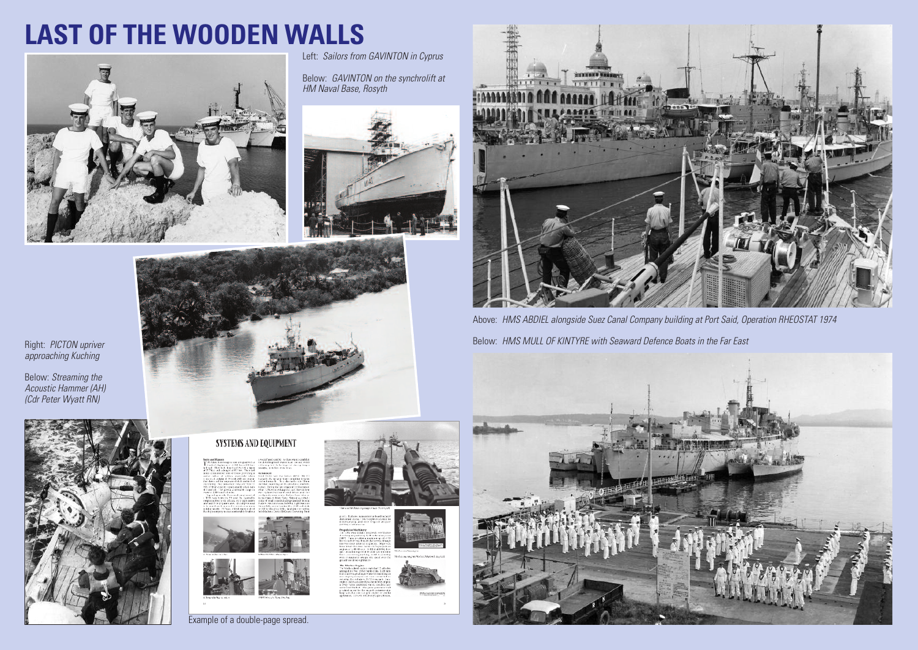# LAST OF THE WOODEN WALLS

Left: *Sailors from GAVINTON in Cyprus*

Below: *GAVINTON on the synchrolift at HM Naval Base, Rosyth*

Right: *PICTON upriver approaching Kuching*

Below: *Streaming the Acoustic Hammer (AH) (Cdr Peter Wyatt RN)*

Example of a double-page spread.

Above: *HMS ABDIEL alongside Suez Canal Company building at Port Said, Operation RHEOSTAT 1974*

Below: *HMS MULL OF KINTYRE with Seaward Defence Boats in the Far East*